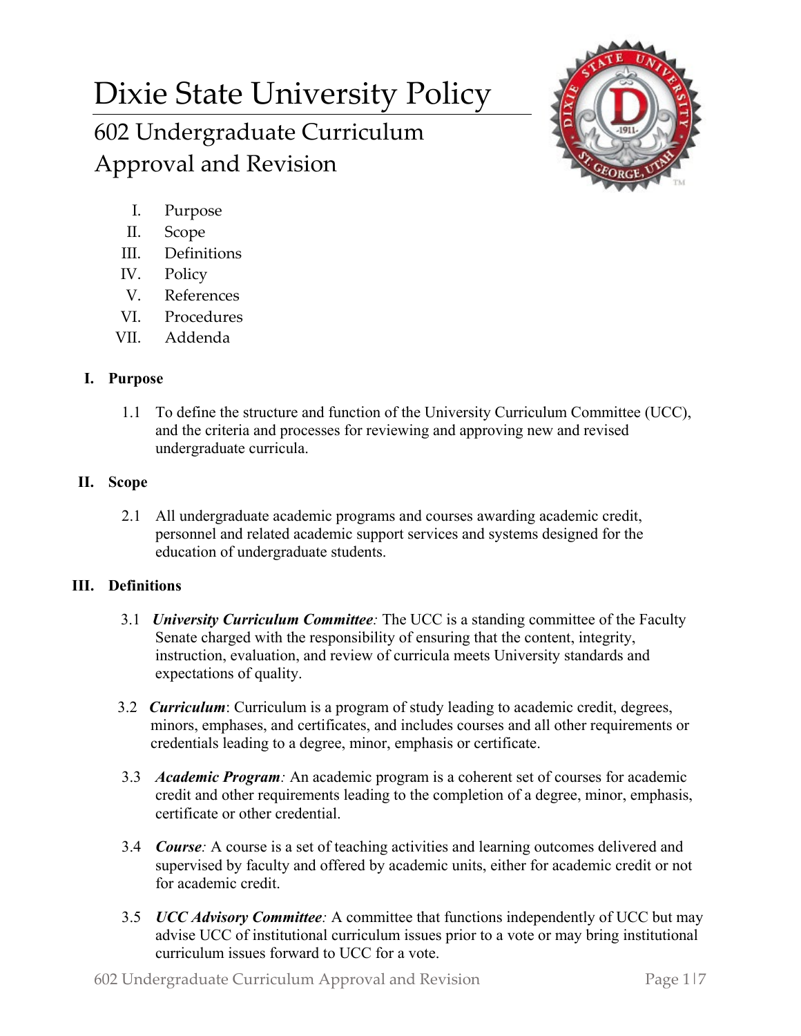# Dixie State University Policy

## 602 Undergraduate Curriculum Approval and Revision

I. Purpose
II. Scope
III. Definitions
IV. Policy
V. References
VI. Procedures
VII. Addenda

### I. Purpose

1.1 To define the structure and function of the University Curriculum Committee (UCC), and the criteria and processes for reviewing and approving new and revised undergraduate curricula.

### II. Scope

2.1 All undergraduate academic programs and courses awarding academic credit, personnel and related academic support services and systems designed for the education of undergraduate students.

### III. Definitions

3.1 ***University Curriculum Committee**:* The UCC is a standing committee of the Faculty Senate charged with the responsibility of ensuring that the content, integrity, instruction, evaluation, and review of curricula meets University standards and expectations of quality.

3.2 ***Curriculum***: Curriculum is a program of study leading to academic credit, degrees, minors, emphases, and certificates, and includes courses and all other requirements or credentials leading to a degree, minor, emphasis or certificate.

3.3 ***Academic Program**:* An academic program is a coherent set of courses for academic credit and other requirements leading to the completion of a degree, minor, emphasis, certificate or other credential.

3.4 ***Course**:* A course is a set of teaching activities and learning outcomes delivered and supervised by faculty and offered by academic units, either for academic credit or not for academic credit.

3.5 ***UCC Advisory Committee**:* A committee that functions independently of UCC but may advise UCC of institutional curriculum issues prior to a vote or may bring institutional curriculum issues forward to UCC for a vote.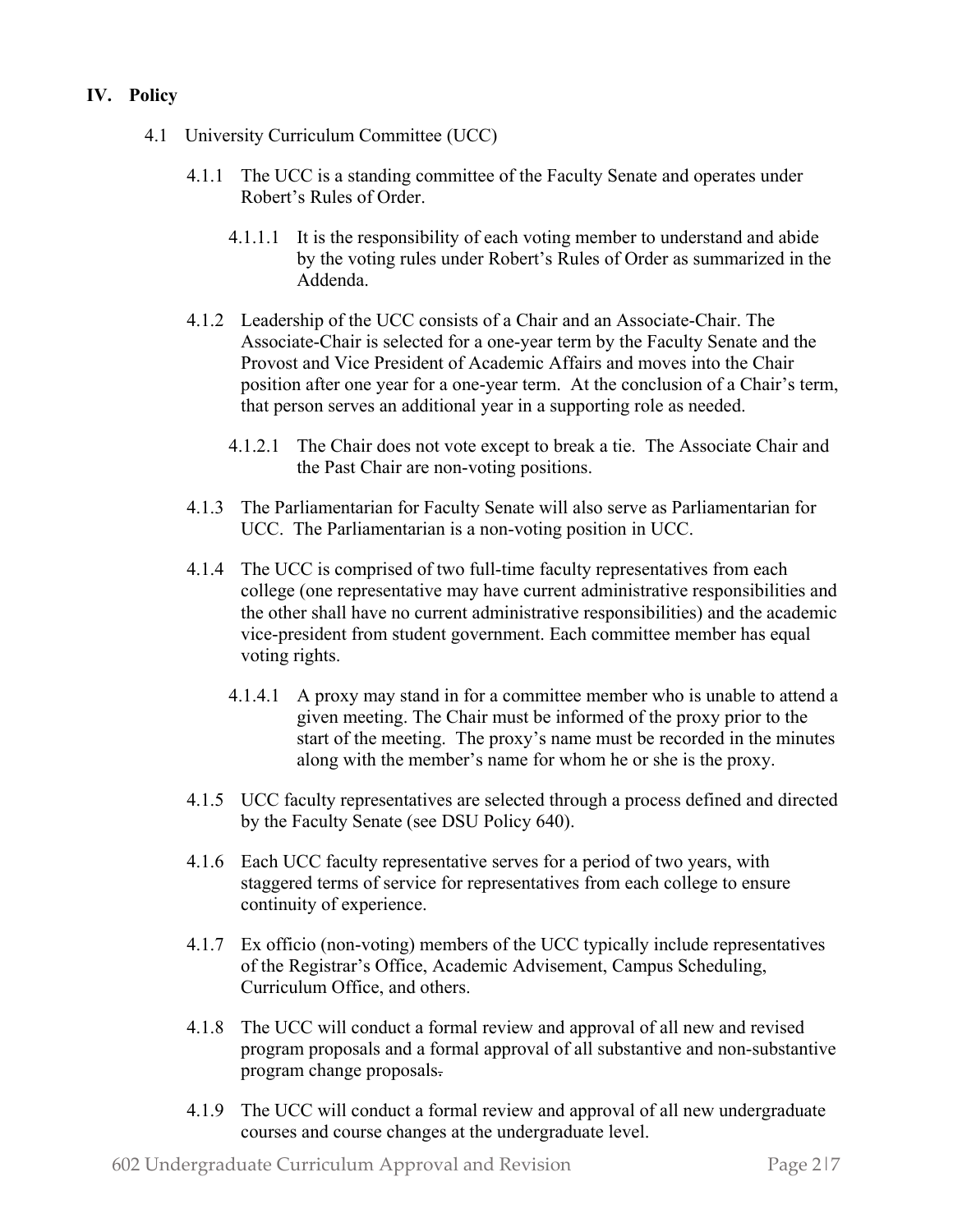## IV. Policy

4.1 University Curriculum Committee (UCC)

4.1.1 The UCC is a standing committee of the Faculty Senate and operates under Robert's Rules of Order.

4.1.1.1 It is the responsibility of each voting member to understand and abide by the voting rules under Robert's Rules of Order as summarized in the Addenda.

4.1.2 Leadership of the UCC consists of a Chair and an Associate-Chair. The Associate-Chair is selected for a one-year term by the Faculty Senate and the Provost and Vice President of Academic Affairs and moves into the Chair position after one year for a one-year term. At the conclusion of a Chair's term, that person serves an additional year in a supporting role as needed.

4.1.2.1 The Chair does not vote except to break a tie. The Associate Chair and the Past Chair are non-voting positions.

4.1.3 The Parliamentarian for Faculty Senate will also serve as Parliamentarian for UCC. The Parliamentarian is a non-voting position in UCC.

4.1.4 The UCC is comprised of two full-time faculty representatives from each college (one representative may have current administrative responsibilities and the other shall have no current administrative responsibilities) and the academic vice-president from student government. Each committee member has equal voting rights.

4.1.4.1 A proxy may stand in for a committee member who is unable to attend a given meeting. The Chair must be informed of the proxy prior to the start of the meeting. The proxy's name must be recorded in the minutes along with the member's name for whom he or she is the proxy.

4.1.5 UCC faculty representatives are selected through a process defined and directed by the Faculty Senate (see DSU Policy 640).

4.1.6 Each UCC faculty representative serves for a period of two years, with staggered terms of service for representatives from each college to ensure continuity of experience.

4.1.7 Ex officio (non-voting) members of the UCC typically include representatives of the Registrar's Office, Academic Advisement, Campus Scheduling, Curriculum Office, and others.

4.1.8 The UCC will conduct a formal review and approval of all new and revised program proposals and a formal approval of all substantive and non-substantive program change proposals.

4.1.9 The UCC will conduct a formal review and approval of all new undergraduate courses and course changes at the undergraduate level.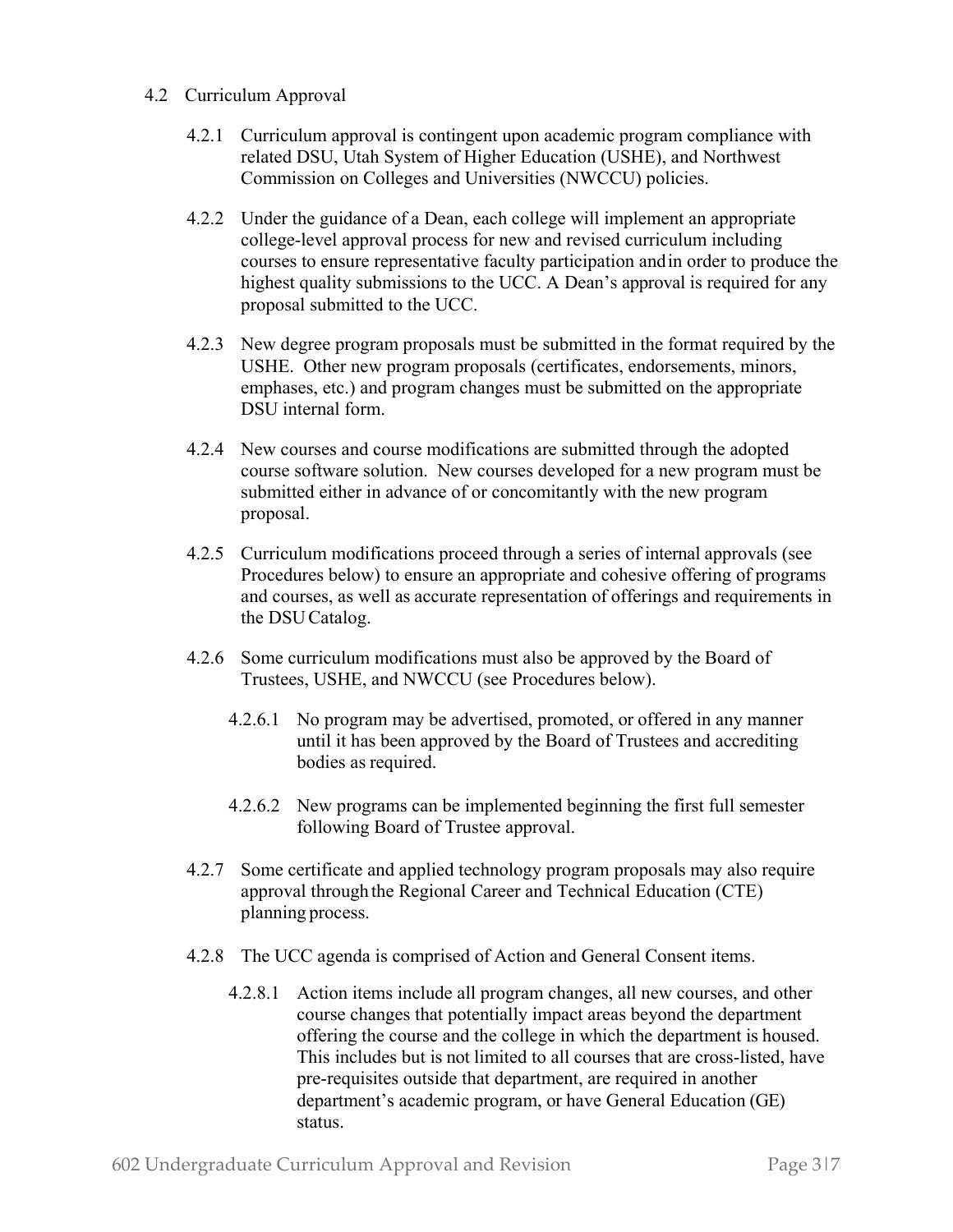## 4.2 Curriculum Approval

4.2.1 Curriculum approval is contingent upon academic program compliance with related DSU, Utah System of Higher Education (USHE), and Northwest Commission on Colleges and Universities (NWCCU) policies.

4.2.2 Under the guidance of a Dean, each college will implement an appropriate college-level approval process for new and revised curriculum including courses to ensure representative faculty participation and in order to produce the highest quality submissions to the UCC. A Dean's approval is required for any proposal submitted to the UCC.

4.2.3 New degree program proposals must be submitted in the format required by the USHE. Other new program proposals (certificates, endorsements, minors, emphases, etc.) and program changes must be submitted on the appropriate DSU internal form.

4.2.4 New courses and course modifications are submitted through the adopted course software solution. New courses developed for a new program must be submitted either in advance of or concomitantly with the new program proposal.

4.2.5 Curriculum modifications proceed through a series of internal approvals (see Procedures below) to ensure an appropriate and cohesive offering of programs and courses, as well as accurate representation of offerings and requirements in the DSU Catalog.

4.2.6 Some curriculum modifications must also be approved by the Board of Trustees, USHE, and NWCCU (see Procedures below).

4.2.6.1 No program may be advertised, promoted, or offered in any manner until it has been approved by the Board of Trustees and accrediting bodies as required.

4.2.6.2 New programs can be implemented beginning the first full semester following Board of Trustee approval.

4.2.7 Some certificate and applied technology program proposals may also require approval through the Regional Career and Technical Education (CTE) planning process.

4.2.8 The UCC agenda is comprised of Action and General Consent items.

4.2.8.1 Action items include all program changes, all new courses, and other course changes that potentially impact areas beyond the department offering the course and the college in which the department is housed. This includes but is not limited to all courses that are cross-listed, have pre-requisites outside that department, are required in another department's academic program, or have General Education (GE) status.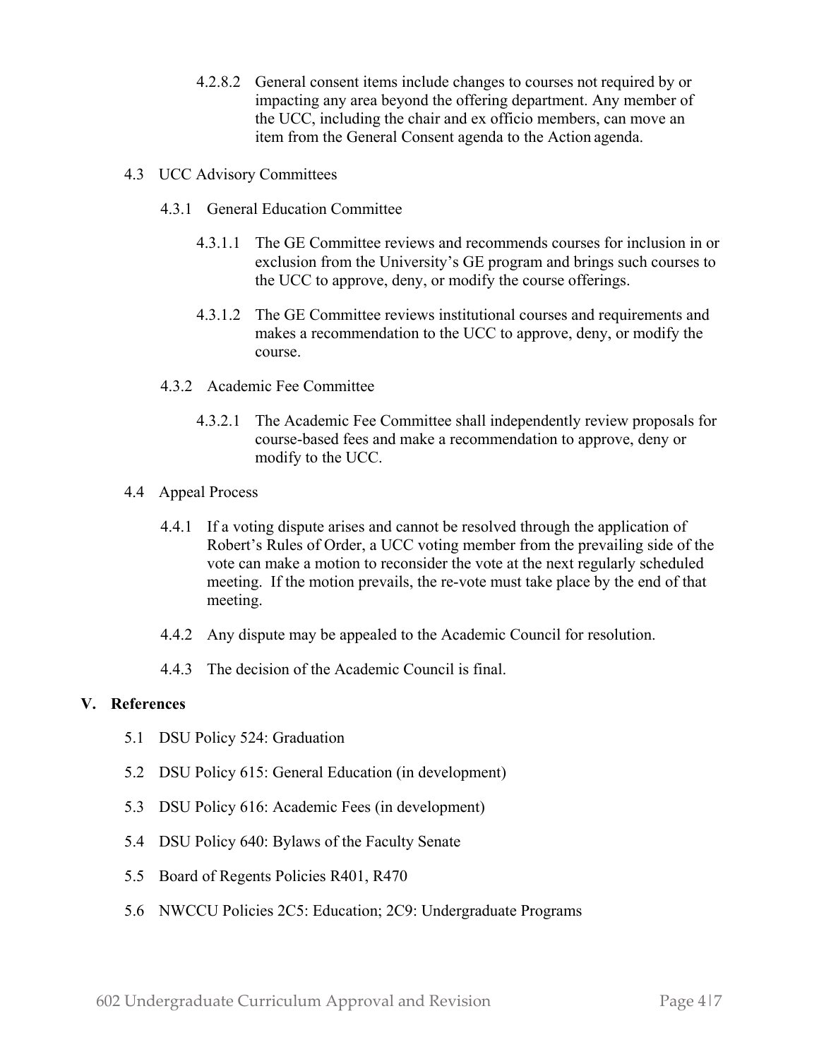4.2.8.2 General consent items include changes to courses not required by or impacting any area beyond the offering department. Any member of the UCC, including the chair and ex officio members, can move an item from the General Consent agenda to the Action agenda.

4.3 UCC Advisory Committees

4.3.1 General Education Committee

4.3.1.1 The GE Committee reviews and recommends courses for inclusion in or exclusion from the University's GE program and brings such courses to the UCC to approve, deny, or modify the course offerings.

4.3.1.2 The GE Committee reviews institutional courses and requirements and makes a recommendation to the UCC to approve, deny, or modify the course.

4.3.2 Academic Fee Committee

4.3.2.1 The Academic Fee Committee shall independently review proposals for course-based fees and make a recommendation to approve, deny or modify to the UCC.

4.4 Appeal Process

4.4.1 If a voting dispute arises and cannot be resolved through the application of Robert's Rules of Order, a UCC voting member from the prevailing side of the vote can make a motion to reconsider the vote at the next regularly scheduled meeting. If the motion prevails, the re-vote must take place by the end of that meeting.

4.4.2 Any dispute may be appealed to the Academic Council for resolution.

4.4.3 The decision of the Academic Council is final.

## V. References

5.1 DSU Policy 524: Graduation

5.2 DSU Policy 615: General Education (in development)

5.3 DSU Policy 616: Academic Fees (in development)

5.4 DSU Policy 640: Bylaws of the Faculty Senate

5.5 Board of Regents Policies R401, R470

5.6 NWCCU Policies 2C5: Education; 2C9: Undergraduate Programs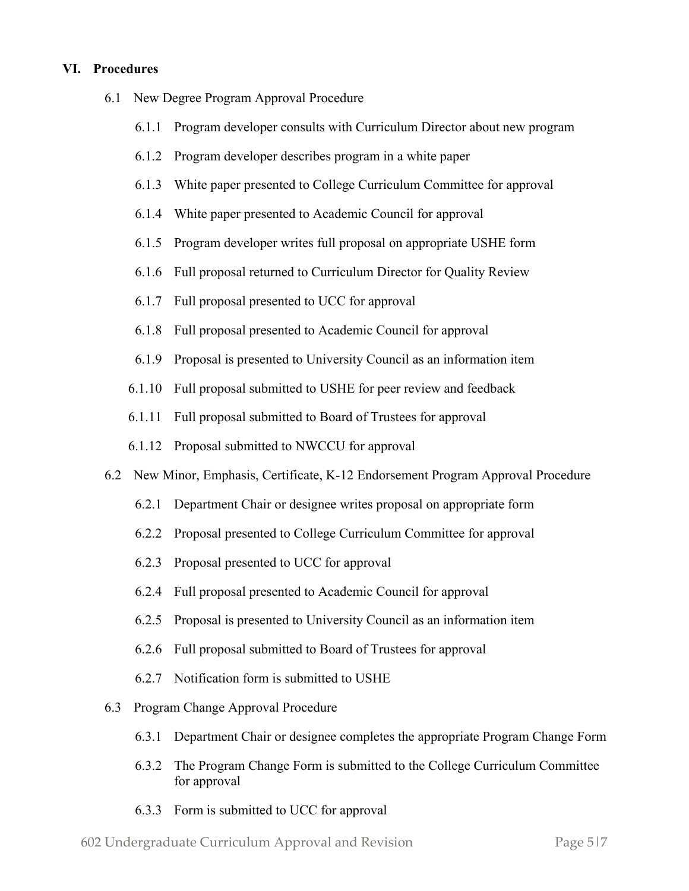## VI. Procedures

6.1 New Degree Program Approval Procedure

- 6.1.1 Program developer consults with Curriculum Director about new program
- 6.1.2 Program developer describes program in a white paper
- 6.1.3 White paper presented to College Curriculum Committee for approval
- 6.1.4 White paper presented to Academic Council for approval
- 6.1.5 Program developer writes full proposal on appropriate USHE form
- 6.1.6 Full proposal returned to Curriculum Director for Quality Review
- 6.1.7 Full proposal presented to UCC for approval
- 6.1.8 Full proposal presented to Academic Council for approval
- 6.1.9 Proposal is presented to University Council as an information item
- 6.1.10 Full proposal submitted to USHE for peer review and feedback
- 6.1.11 Full proposal submitted to Board of Trustees for approval
- 6.1.12 Proposal submitted to NWCCU for approval

6.2 New Minor, Emphasis, Certificate, K-12 Endorsement Program Approval Procedure

- 6.2.1 Department Chair or designee writes proposal on appropriate form
- 6.2.2 Proposal presented to College Curriculum Committee for approval
- 6.2.3 Proposal presented to UCC for approval
- 6.2.4 Full proposal presented to Academic Council for approval
- 6.2.5 Proposal is presented to University Council as an information item
- 6.2.6 Full proposal submitted to Board of Trustees for approval
- 6.2.7 Notification form is submitted to USHE

6.3 Program Change Approval Procedure

- 6.3.1 Department Chair or designee completes the appropriate Program Change Form
- 6.3.2 The Program Change Form is submitted to the College Curriculum Committee for approval
- 6.3.3 Form is submitted to UCC for approval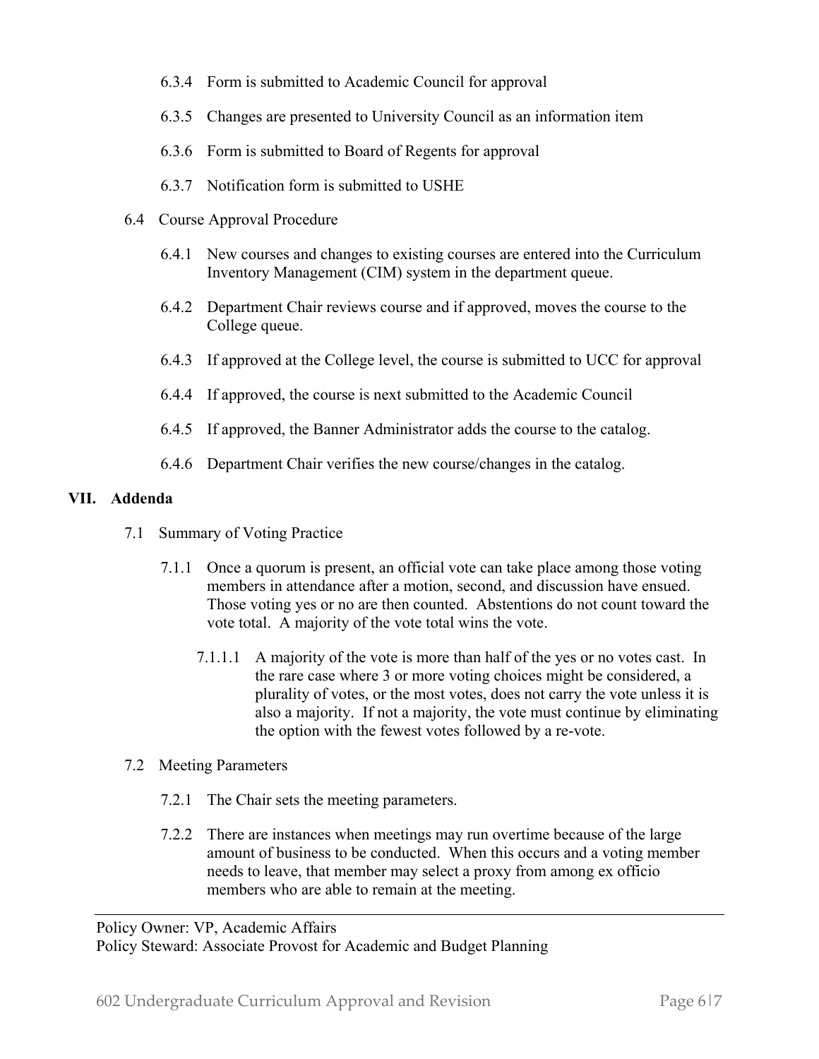6.3.4 Form is submitted to Academic Council for approval

6.3.5 Changes are presented to University Council as an information item

6.3.6 Form is submitted to Board of Regents for approval

6.3.7 Notification form is submitted to USHE

6.4 Course Approval Procedure

6.4.1 New courses and changes to existing courses are entered into the Curriculum Inventory Management (CIM) system in the department queue.

6.4.2 Department Chair reviews course and if approved, moves the course to the College queue.

6.4.3 If approved at the College level, the course is submitted to UCC for approval

6.4.4 If approved, the course is next submitted to the Academic Council

6.4.5 If approved, the Banner Administrator adds the course to the catalog.

6.4.6 Department Chair verifies the new course/changes in the catalog.

## VII. Addenda

7.1 Summary of Voting Practice

7.1.1 Once a quorum is present, an official vote can take place among those voting members in attendance after a motion, second, and discussion have ensued. Those voting yes or no are then counted. Abstentions do not count toward the vote total. A majority of the vote total wins the vote.

7.1.1.1 A majority of the vote is more than half of the yes or no votes cast. In the rare case where 3 or more voting choices might be considered, a plurality of votes, or the most votes, does not carry the vote unless it is also a majority. If not a majority, the vote must continue by eliminating the option with the fewest votes followed by a re-vote.

7.2 Meeting Parameters

7.2.1 The Chair sets the meeting parameters.

7.2.2 There are instances when meetings may run overtime because of the large amount of business to be conducted. When this occurs and a voting member needs to leave, that member may select a proxy from among ex officio members who are able to remain at the meeting.

---

Policy Owner: VP, Academic Affairs
Policy Steward: Associate Provost for Academic and Budget Planning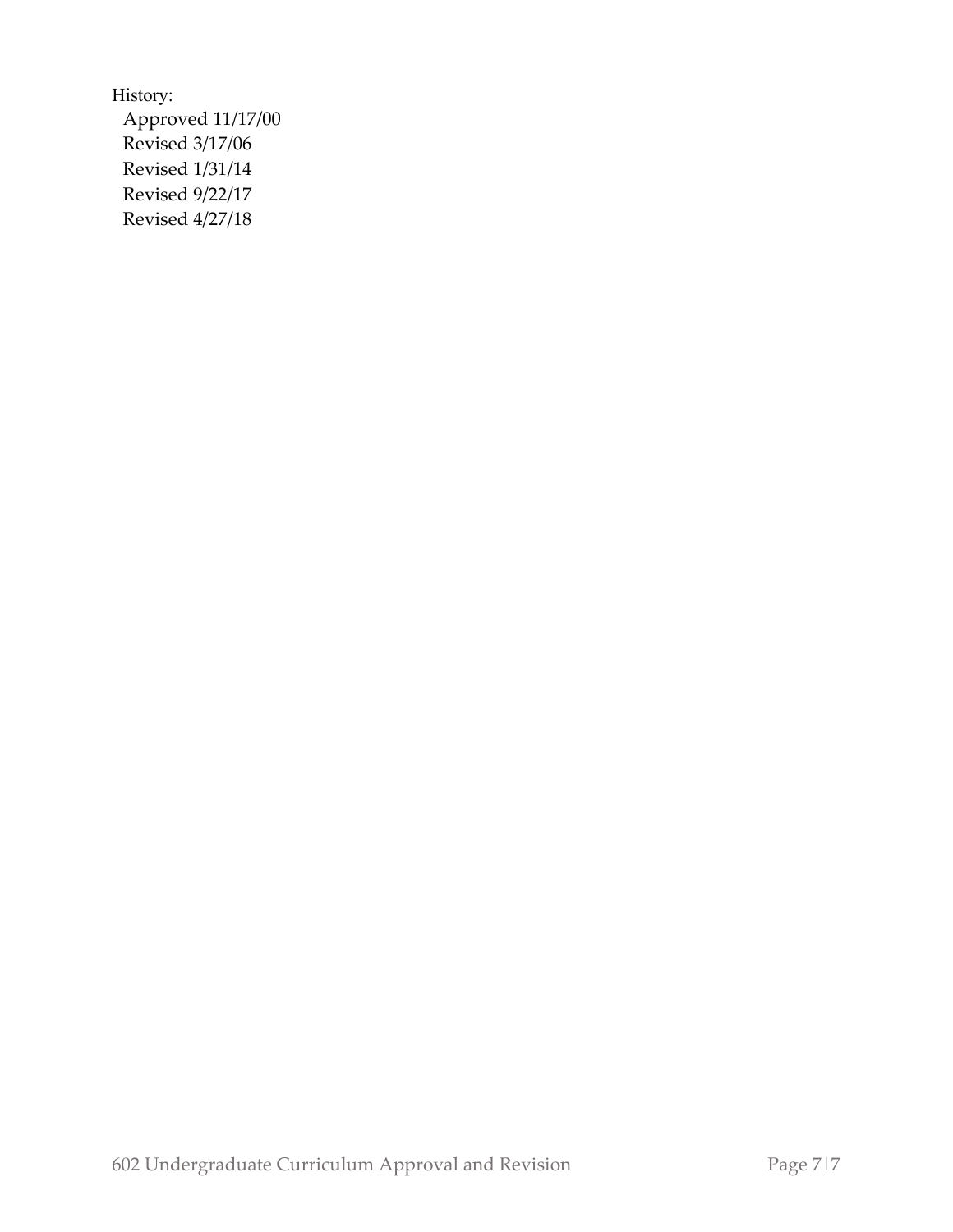History:

- Approved 11/17/00
- Revised 3/17/06
- Revised 1/31/14
- Revised 9/22/17
- Revised 4/27/18